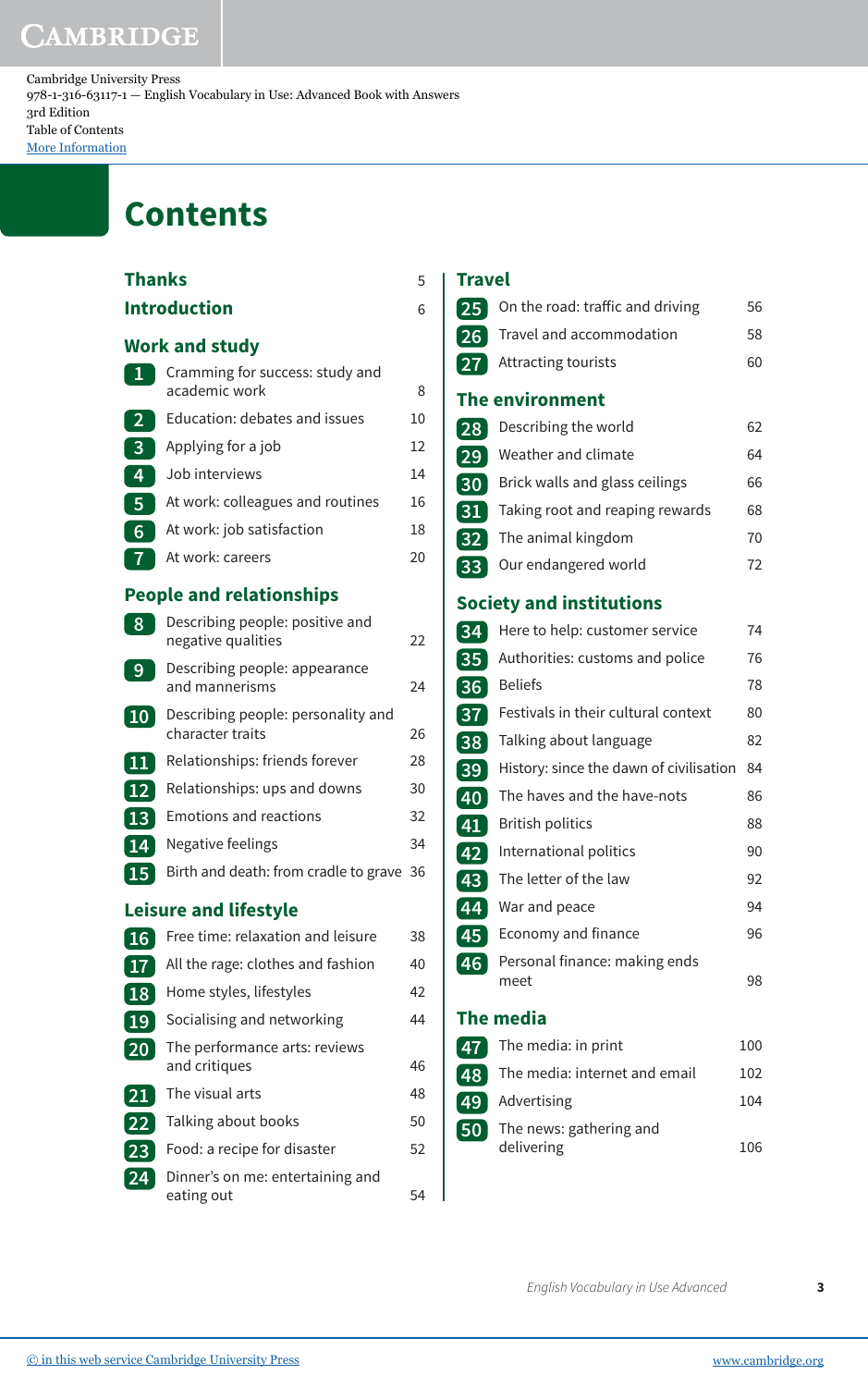Cambridge University Press
978-1-316-63117-1 — English Vocabulary in Use: Advanced Book with Answers
3rd Edition
Table of Contents
More Information

# Contents

**Thanks** 5

**Introduction** 6

## Work and study

| | | |
|---|---|---|
| 1 | Cramming for success: study and academic work | 8 |
| 2 | Education: debates and issues | 10 |
| 3 | Applying for a job | 12 |
| 4 | Job interviews | 14 |
| 5 | At work: colleagues and routines | 16 |
| 6 | At work: job satisfaction | 18 |
| 7 | At work: careers | 20 |

## People and relationships

| | | |
|---|---|---|
| 8 | Describing people: positive and negative qualities | 22 |
| 9 | Describing people: appearance and mannerisms | 24 |
| 10 | Describing people: personality and character traits | 26 |
| 11 | Relationships: friends forever | 28 |
| 12 | Relationships: ups and downs | 30 |
| 13 | Emotions and reactions | 32 |
| 14 | Negative feelings | 34 |
| 15 | Birth and death: from cradle to grave | 36 |

## Leisure and lifestyle

| | | |
|---|---|---|
| 16 | Free time: relaxation and leisure | 38 |
| 17 | All the rage: clothes and fashion | 40 |
| 18 | Home styles, lifestyles | 42 |
| 19 | Socialising and networking | 44 |
| 20 | The performance arts: reviews and critiques | 46 |
| 21 | The visual arts | 48 |
| 22 | Talking about books | 50 |
| 23 | Food: a recipe for disaster | 52 |
| 24 | Dinner's on me: entertaining and eating out | 54 |

## Travel

| | | |
|---|---|---|
| 25 | On the road: traffic and driving | 56 |
| 26 | Travel and accommodation | 58 |
| 27 | Attracting tourists | 60 |

## The environment

| | | |
|---|---|---|
| 28 | Describing the world | 62 |
| 29 | Weather and climate | 64 |
| 30 | Brick walls and glass ceilings | 66 |
| 31 | Taking root and reaping rewards | 68 |
| 32 | The animal kingdom | 70 |
| 33 | Our endangered world | 72 |

## Society and institutions

| | | |
|---|---|---|
| 34 | Here to help: customer service | 74 |
| 35 | Authorities: customs and police | 76 |
| 36 | Beliefs | 78 |
| 37 | Festivals in their cultural context | 80 |
| 38 | Talking about language | 82 |
| 39 | History: since the dawn of civilisation | 84 |
| 40 | The haves and the have-nots | 86 |
| 41 | British politics | 88 |
| 42 | International politics | 90 |
| 43 | The letter of the law | 92 |
| 44 | War and peace | 94 |
| 45 | Economy and finance | 96 |
| 46 | Personal finance: making ends meet | 98 |

## The media

| | | |
|---|---|---|
| 47 | The media: in print | 100 |
| 48 | The media: internet and email | 102 |
| 49 | Advertising | 104 |
| 50 | The news: gathering and delivering | 106 |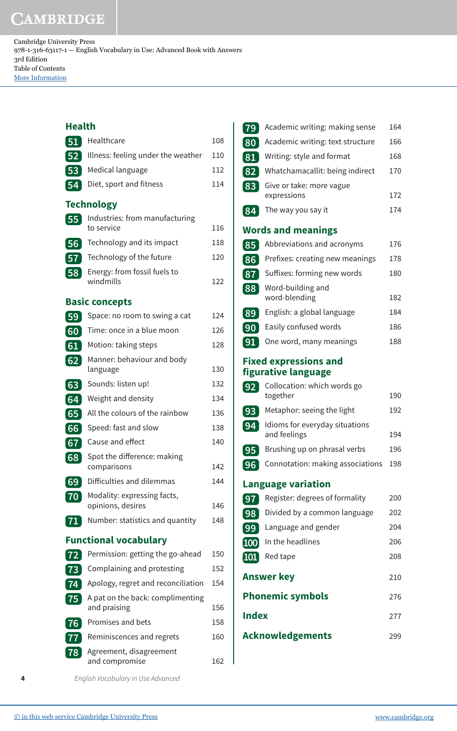## Health

- 51 Healthcare 108
- 52 Illness: feeling under the weather 110
- 53 Medical language 112
- 54 Diet, sport and fitness 114

## Technology

- 55 Industries: from manufacturing to service 116
- 56 Technology and its impact 118
- 57 Technology of the future 120
- 58 Energy: from fossil fuels to windmills 122

## Basic concepts

- 59 Space: no room to swing a cat 124
- 60 Time: once in a blue moon 126
- 61 Motion: taking steps 128
- 62 Manner: behaviour and body language 130
- 63 Sounds: listen up! 132
- 64 Weight and density 134
- 65 All the colours of the rainbow 136
- 66 Speed: fast and slow 138
- 67 Cause and effect 140
- 68 Spot the difference: making comparisons 142
- 69 Difficulties and dilemmas 144
- 70 Modality: expressing facts, opinions, desires 146
- 71 Number: statistics and quantity 148

## Functional vocabulary

- 72 Permission: getting the go-ahead 150
- 73 Complaining and protesting 152
- 74 Apology, regret and reconciliation 154
- 75 A pat on the back: complimenting and praising 156
- 76 Promises and bets 158
- 77 Reminiscences and regrets 160
- 78 Agreement, disagreement and compromise 162
- 79 Academic writing: making sense 164
- 80 Academic writing: text structure 166
- 81 Writing: style and format 168
- 82 Whatchamacallit: being indirect 170
- 83 Give or take: more vague expressions 172
- 84 The way you say it 174

## Words and meanings

- 85 Abbreviations and acronyms 176
- 86 Prefixes: creating new meanings 178
- 87 Suffixes: forming new words 180
- 88 Word-building and word-blending 182
- 89 English: a global language 184
- 90 Easily confused words 186
- 91 One word, many meanings 188

## Fixed expressions and figurative language

- 92 Collocation: which words go together 190
- 93 Metaphor: seeing the light 192
- 94 Idioms for everyday situations and feelings 194
- 95 Brushing up on phrasal verbs 196
- 96 Connotation: making associations 198

## Language variation

- 97 Register: degrees of formality 200
- 98 Divided by a common language 202
- 99 Language and gender 204
- 100 In the headlines 206
- 101 Red tape 208

## Answer key 210

## Phonemic symbols 276

## Index 277

## Acknowledgements 299